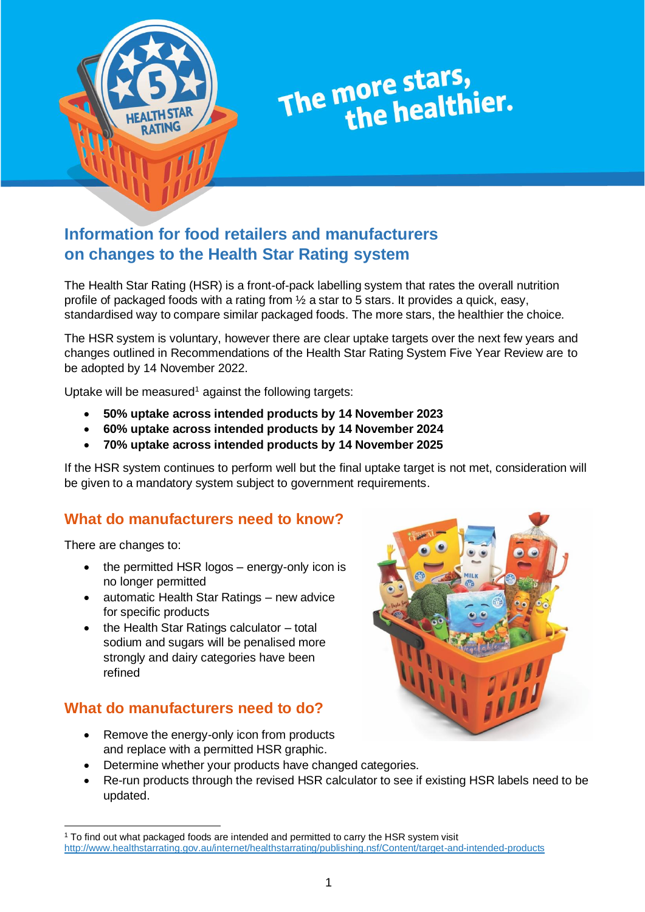The more stars, the healthier.

# Information for food retailers and manufacturers on changes to the Health Star Rating system

The Health Star Rating (HSR) is a front-of-pack labelling system that rates the overall nutrition profile of packaged foods with a rating from ½ a star to 5 stars. It provides a quick, easy, standardised way to compare similar packaged foods. The more stars, the healthier the choice.

The HSR system is voluntary, however there are clear uptake targets over the next few years and changes outlined in Recommendations of the Health Star Rating System Five Year Review are to be adopted by 14 November 2022.

Uptake will be measured[1] against the following targets:

- **50% uptake across intended products by 14 November 2023**
- **60% uptake across intended products by 14 November 2024**
- **70% uptake across intended products by 14 November 2025**

If the HSR system continues to perform well but the final uptake target is not met, consideration will be given to a mandatory system subject to government requirements.

## What do manufacturers need to know?

There are changes to:

- the permitted HSR logos – energy-only icon is no longer permitted
- automatic Health Star Ratings – new advice for specific products
- the Health Star Ratings calculator – total sodium and sugars will be penalised more strongly and dairy categories have been refined

## What do manufacturers need to do?

- Remove the energy-only icon from products and replace with a permitted HSR graphic.
- Determine whether your products have changed categories.
- Re-run products through the revised HSR calculator to see if existing HSR labels need to be updated.

[1] To find out what packaged foods are intended and permitted to carry the HSR system visit http://www.healthstarrating.gov.au/internet/healthstarrating/publishing.nsf/Content/target-and-intended-products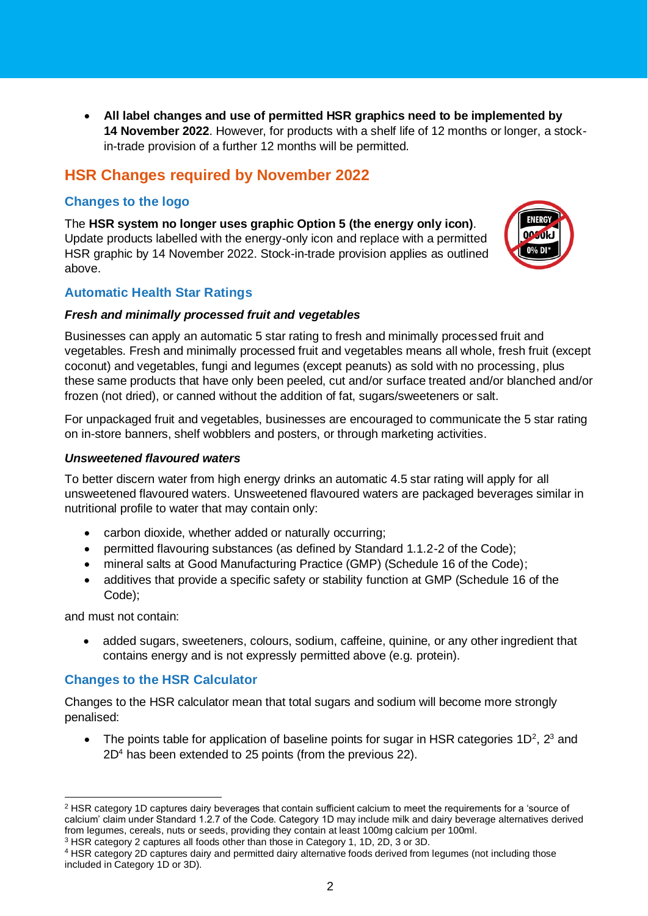- **All label changes and use of permitted HSR graphics need to be implemented by 14 November 2022**. However, for products with a shelf life of 12 months or longer, a stock-in-trade provision of a further 12 months will be permitted.

## HSR Changes required by November 2022

### Changes to the logo

The **HSR system no longer uses graphic Option 5 (the energy only icon)**. Update products labelled with the energy-only icon and replace with a permitted HSR graphic by 14 November 2022. Stock-in-trade provision applies as outlined above.

### Automatic Health Star Ratings

***Fresh and minimally processed fruit and vegetables***

Businesses can apply an automatic 5 star rating to fresh and minimally processed fruit and vegetables. Fresh and minimally processed fruit and vegetables means all whole, fresh fruit (except coconut) and vegetables, fungi and legumes (except peanuts) as sold with no processing, plus these same products that have only been peeled, cut and/or surface treated and/or blanched and/or frozen (not dried), or canned without the addition of fat, sugars/sweeteners or salt.

For unpackaged fruit and vegetables, businesses are encouraged to communicate the 5 star rating on in-store banners, shelf wobblers and posters, or through marketing activities.

***Unsweetened flavoured waters***

To better discern water from high energy drinks an automatic 4.5 star rating will apply for all unsweetened flavoured waters. Unsweetened flavoured waters are packaged beverages similar in nutritional profile to water that may contain only:

- carbon dioxide, whether added or naturally occurring;
- permitted flavouring substances (as defined by Standard 1.1.2-2 of the Code);
- mineral salts at Good Manufacturing Practice (GMP) (Schedule 16 of the Code);
- additives that provide a specific safety or stability function at GMP (Schedule 16 of the Code);

and must not contain:

- added sugars, sweeteners, colours, sodium, caffeine, quinine, or any other ingredient that contains energy and is not expressly permitted above (e.g. protein).

### Changes to the HSR Calculator

Changes to the HSR calculator mean that total sugars and sodium will become more strongly penalised:

- The points table for application of baseline points for sugar in HSR categories 1D[2], 2[3] and 2D[4] has been extended to 25 points (from the previous 22).

---

[2] HSR category 1D captures dairy beverages that contain sufficient calcium to meet the requirements for a 'source of calcium' claim under Standard 1.2.7 of the Code. Category 1D may include milk and dairy beverage alternatives derived from legumes, cereals, nuts or seeds, providing they contain at least 100mg calcium per 100ml.

[3] HSR category 2 captures all foods other than those in Category 1, 1D, 2D, 3 or 3D.

[4] HSR category 2D captures dairy and permitted dairy alternative foods derived from legumes (not including those included in Category 1D or 3D).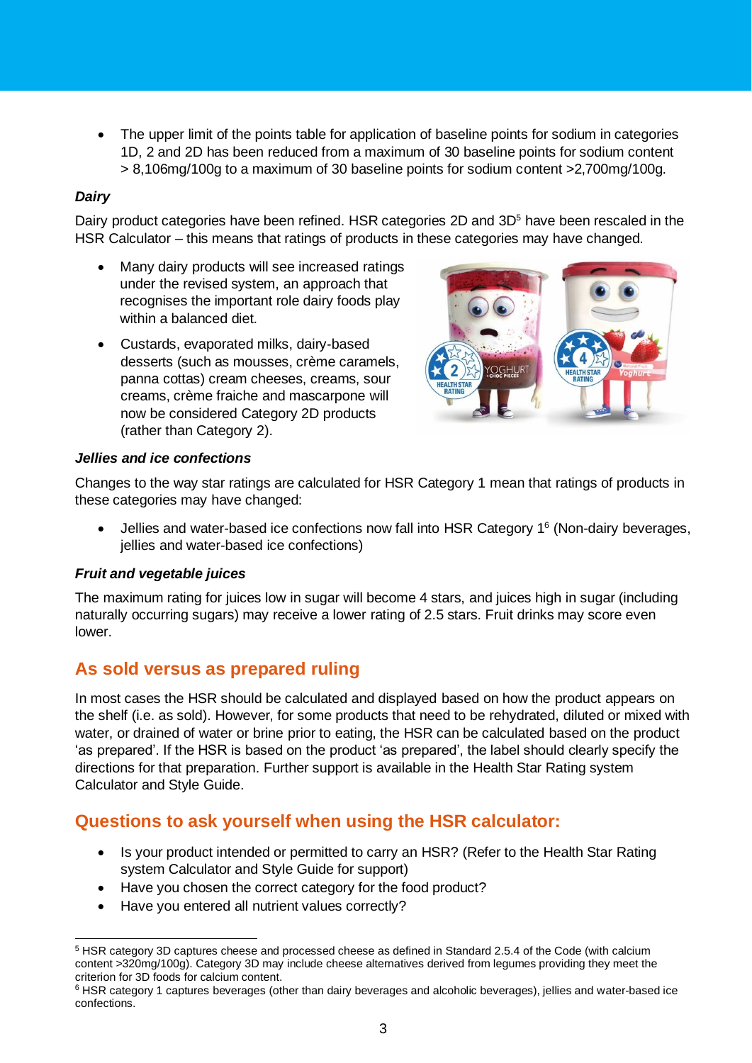- The upper limit of the points table for application of baseline points for sodium in categories 1D, 2 and 2D has been reduced from a maximum of 30 baseline points for sodium content > 8,106mg/100g to a maximum of 30 baseline points for sodium content >2,700mg/100g.

***Dairy***

Dairy product categories have been refined. HSR categories 2D and 3D[5] have been rescaled in the HSR Calculator – this means that ratings of products in these categories may have changed.

- Many dairy products will see increased ratings under the revised system, an approach that recognises the important role dairy foods play within a balanced diet.
- Custards, evaporated milks, dairy-based desserts (such as mousses, crème caramels, panna cottas) cream cheeses, creams, sour creams, crème fraiche and mascarpone will now be considered Category 2D products (rather than Category 2).

***Jellies and ice confections***

Changes to the way star ratings are calculated for HSR Category 1 mean that ratings of products in these categories may have changed:

- Jellies and water-based ice confections now fall into HSR Category 1[6] (Non-dairy beverages, jellies and water-based ice confections)

***Fruit and vegetable juices***

The maximum rating for juices low in sugar will become 4 stars, and juices high in sugar (including naturally occurring sugars) may receive a lower rating of 2.5 stars. Fruit drinks may score even lower.

## As sold versus as prepared ruling

In most cases the HSR should be calculated and displayed based on how the product appears on the shelf (i.e. as sold). However, for some products that need to be rehydrated, diluted or mixed with water, or drained of water or brine prior to eating, the HSR can be calculated based on the product 'as prepared'. If the HSR is based on the product 'as prepared', the label should clearly specify the directions for that preparation. Further support is available in the Health Star Rating system Calculator and Style Guide.

## Questions to ask yourself when using the HSR calculator:

- Is your product intended or permitted to carry an HSR? (Refer to the Health Star Rating system Calculator and Style Guide for support)
- Have you chosen the correct category for the food product?
- Have you entered all nutrient values correctly?

---

[5] HSR category 3D captures cheese and processed cheese as defined in Standard 2.5.4 of the Code (with calcium content >320mg/100g). Category 3D may include cheese alternatives derived from legumes providing they meet the criterion for 3D foods for calcium content.

[6] HSR category 1 captures beverages (other than dairy beverages and alcoholic beverages), jellies and water-based ice confections.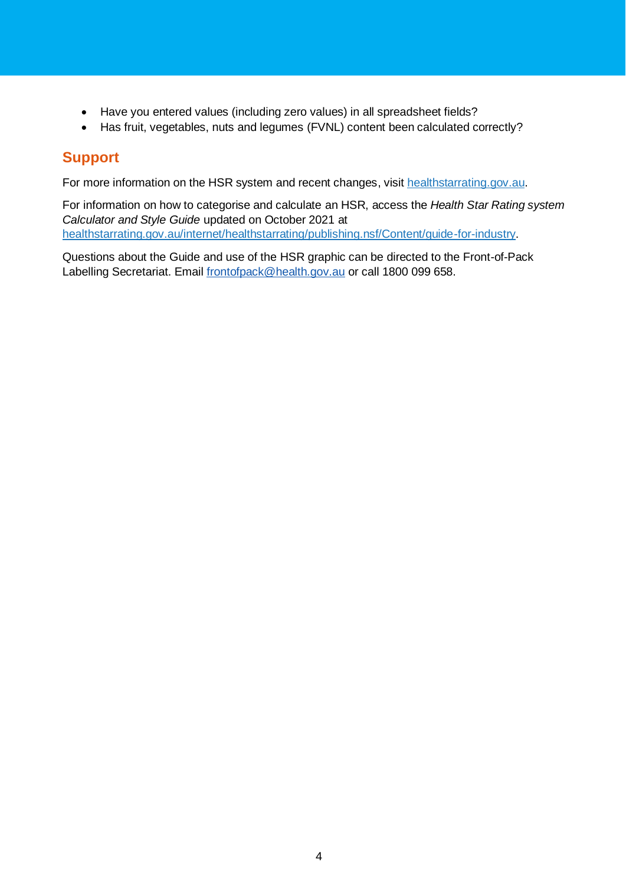- Have you entered values (including zero values) in all spreadsheet fields?
- Has fruit, vegetables, nuts and legumes (FVNL) content been calculated correctly?

## Support

For more information on the HSR system and recent changes, visit [healthstarrating.gov.au](healthstarrating.gov.au).

For information on how to categorise and calculate an HSR, access the *Health Star Rating system Calculator and Style Guide* updated on October 2021 at [healthstarrating.gov.au/internet/healthstarrating/publishing.nsf/Content/guide-for-industry](healthstarrating.gov.au/internet/healthstarrating/publishing.nsf/Content/guide-for-industry).

Questions about the Guide and use of the HSR graphic can be directed to the Front-of-Pack Labelling Secretariat. Email [frontofpack@health.gov.au](mailto:frontofpack@health.gov.au) or call 1800 099 658.